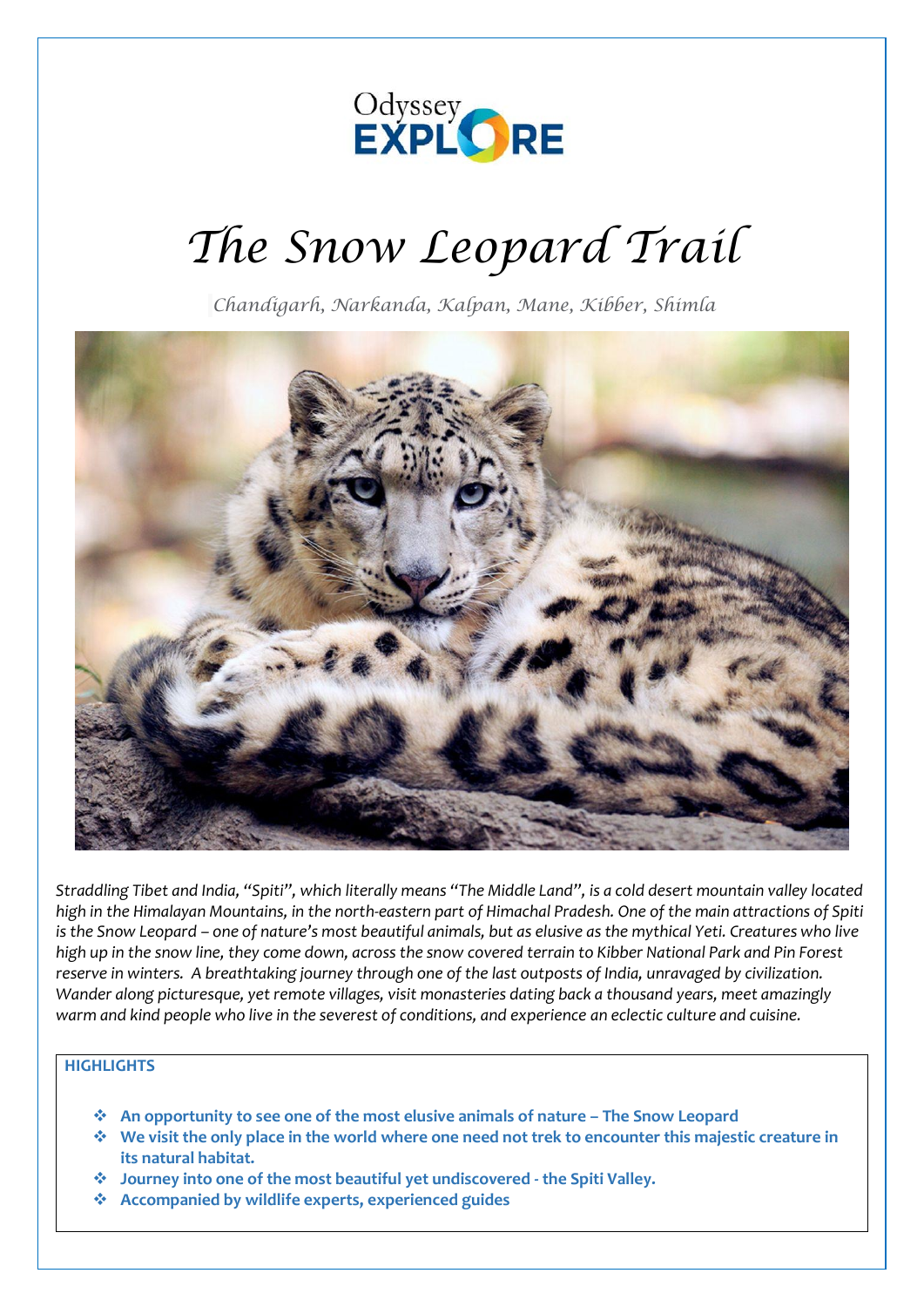Odyssey EXPLORE

# *The Snow Leopard Trail*

*Chandigarh, Narkanda, Kalpan, Mane, Kibber, Shimla*

*Straddling Tibet and India, "Spiti", which literally means "The Middle Land", is a cold desert mountain valley located high in the Himalayan Mountains, in the north-eastern part of Himachal Pradesh. One of the main attractions of Spiti is the Snow Leopard – one of nature's most beautiful animals, but as elusive as the mythical Yeti. Creatures who live high up in the snow line, they come down, across the snow covered terrain to Kibber National Park and Pin Forest reserve in winters. A breathtaking journey through one of the last outposts of India, unravaged by civilization. Wander along picturesque, yet remote villages, visit monasteries dating back a thousand years, meet amazingly warm and kind people who live in the severest of conditions, and experience an eclectic culture and cuisine.*

**HIGHLIGHTS**

- **An opportunity to see one of the most elusive animals of nature – The Snow Leopard**
- **We visit the only place in the world where one need not trek to encounter this majestic creature in its natural habitat.**
- **Journey into one of the most beautiful yet undiscovered - the Spiti Valley.**
- **Accompanied by wildlife experts, experienced guides**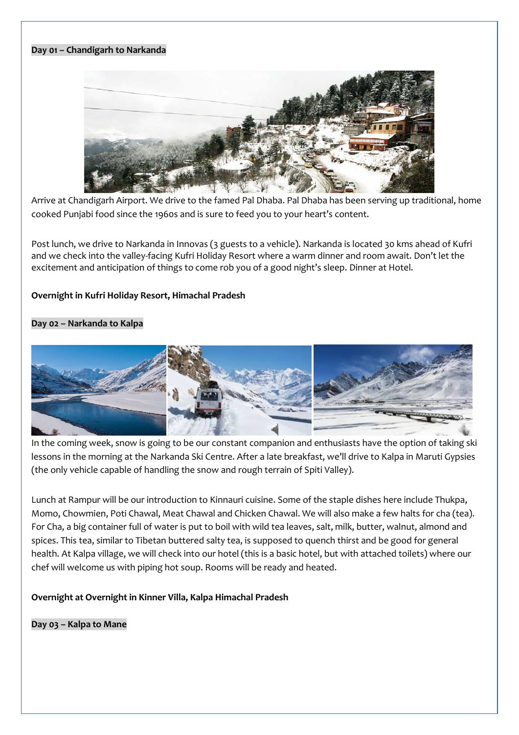**Day 01 – Chandigarh to Narkanda**

Arrive at Chandigarh Airport. We drive to the famed Pal Dhaba. Pal Dhaba has been serving up traditional, home cooked Punjabi food since the 1960s and is sure to feed you to your heart's content.

Post lunch, we drive to Narkanda in Innovas (3 guests to a vehicle). Narkanda is located 30 kms ahead of Kufri and we check into the valley-facing Kufri Holiday Resort where a warm dinner and room await. Don't let the excitement and anticipation of things to come rob you of a good night's sleep. Dinner at Hotel.

**Overnight in Kufri Holiday Resort, Himachal Pradesh**

**Day 02 – Narkanda to Kalpa**

In the coming week, snow is going to be our constant companion and enthusiasts have the option of taking ski lessons in the morning at the Narkanda Ski Centre. After a late breakfast, we'll drive to Kalpa in Maruti Gypsies (the only vehicle capable of handling the snow and rough terrain of Spiti Valley).

Lunch at Rampur will be our introduction to Kinnauri cuisine. Some of the staple dishes here include Thukpa, Momo, Chowmien, Poti Chawal, Meat Chawal and Chicken Chawal. We will also make a few halts for cha (tea). For Cha, a big container full of water is put to boil with wild tea leaves, salt, milk, butter, walnut, almond and spices. This tea, similar to Tibetan buttered salty tea, is supposed to quench thirst and be good for general health. At Kalpa village, we will check into our hotel (this is a basic hotel, but with attached toilets) where our chef will welcome us with piping hot soup. Rooms will be ready and heated.

**Overnight at Overnight in Kinner Villa, Kalpa Himachal Pradesh**

**Day 03 – Kalpa to Mane**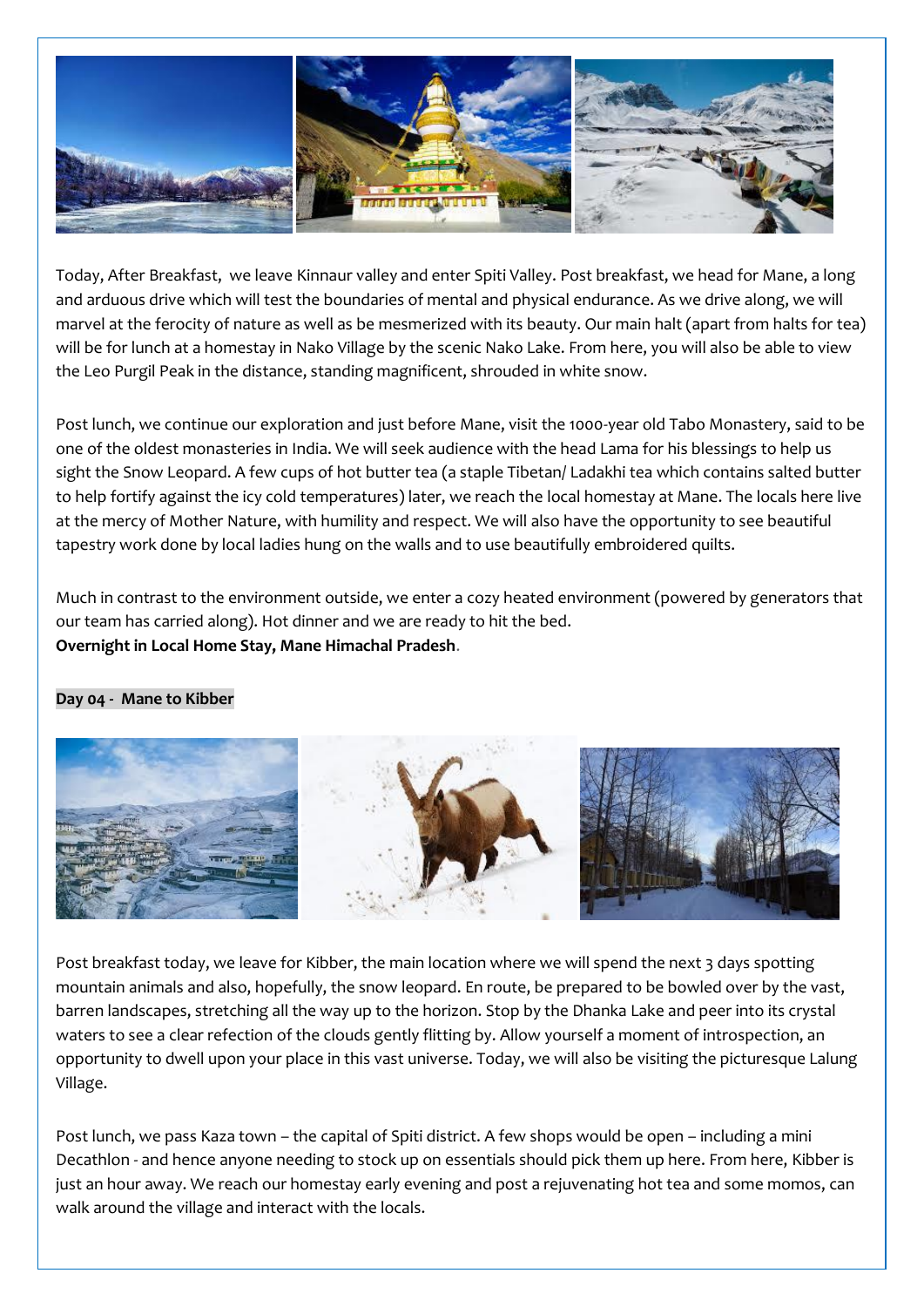Today, After Breakfast, we leave Kinnaur valley and enter Spiti Valley. Post breakfast, we head for Mane, a long and arduous drive which will test the boundaries of mental and physical endurance. As we drive along, we will marvel at the ferocity of nature as well as be mesmerized with its beauty. Our main halt (apart from halts for tea) will be for lunch at a homestay in Nako Village by the scenic Nako Lake. From here, you will also be able to view the Leo Purgil Peak in the distance, standing magnificent, shrouded in white snow.

Post lunch, we continue our exploration and just before Mane, visit the 1000-year old Tabo Monastery, said to be one of the oldest monasteries in India. We will seek audience with the head Lama for his blessings to help us sight the Snow Leopard. A few cups of hot butter tea (a staple Tibetan/ Ladakhi tea which contains salted butter to help fortify against the icy cold temperatures) later, we reach the local homestay at Mane. The locals here live at the mercy of Mother Nature, with humility and respect. We will also have the opportunity to see beautiful tapestry work done by local ladies hung on the walls and to use beautifully embroidered quilts.

Much in contrast to the environment outside, we enter a cozy heated environment (powered by generators that our team has carried along). Hot dinner and we are ready to hit the bed.
**Overnight in Local Home Stay, Mane Himachal Pradesh**.

**Day 04 - Mane to Kibber**

Post breakfast today, we leave for Kibber, the main location where we will spend the next 3 days spotting mountain animals and also, hopefully, the snow leopard. En route, be prepared to be bowled over by the vast, barren landscapes, stretching all the way up to the horizon. Stop by the Dhanka Lake and peer into its crystal waters to see a clear refection of the clouds gently flitting by. Allow yourself a moment of introspection, an opportunity to dwell upon your place in this vast universe. Today, we will also be visiting the picturesque Lalung Village.

Post lunch, we pass Kaza town – the capital of Spiti district. A few shops would be open – including a mini Decathlon - and hence anyone needing to stock up on essentials should pick them up here. From here, Kibber is just an hour away. We reach our homestay early evening and post a rejuvenating hot tea and some momos, can walk around the village and interact with the locals.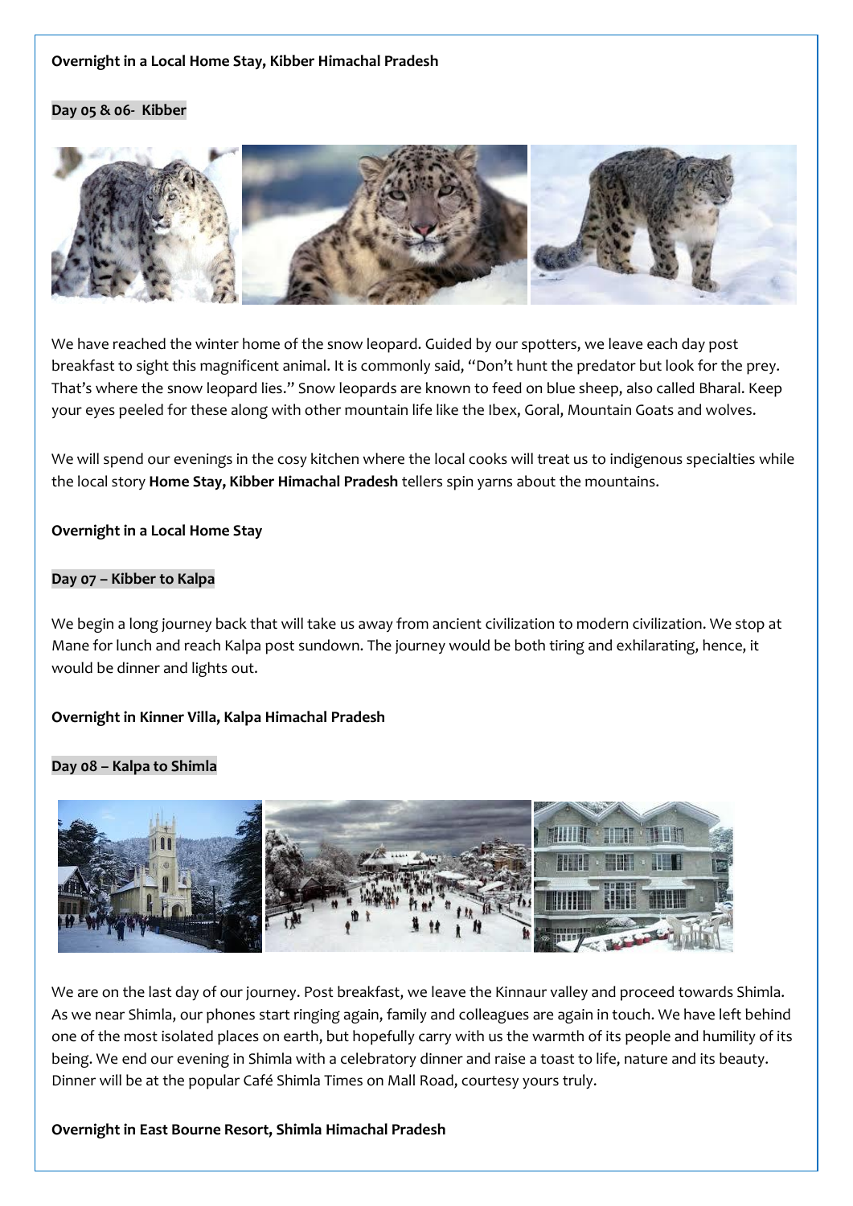**Overnight in a Local Home Stay, Kibber Himachal Pradesh**

**Day 05 & 06- Kibber**

We have reached the winter home of the snow leopard. Guided by our spotters, we leave each day post breakfast to sight this magnificent animal. It is commonly said, "Don't hunt the predator but look for the prey. That's where the snow leopard lies." Snow leopards are known to feed on blue sheep, also called Bharal. Keep your eyes peeled for these along with other mountain life like the Ibex, Goral, Mountain Goats and wolves.

We will spend our evenings in the cosy kitchen where the local cooks will treat us to indigenous specialties while the local story **Home Stay, Kibber Himachal Pradesh** tellers spin yarns about the mountains.

**Overnight in a Local Home Stay**

**Day 07 – Kibber to Kalpa**

We begin a long journey back that will take us away from ancient civilization to modern civilization. We stop at Mane for lunch and reach Kalpa post sundown. The journey would be both tiring and exhilarating, hence, it would be dinner and lights out.

**Overnight in Kinner Villa, Kalpa Himachal Pradesh**

**Day 08 – Kalpa to Shimla**

We are on the last day of our journey. Post breakfast, we leave the Kinnaur valley and proceed towards Shimla. As we near Shimla, our phones start ringing again, family and colleagues are again in touch. We have left behind one of the most isolated places on earth, but hopefully carry with us the warmth of its people and humility of its being. We end our evening in Shimla with a celebratory dinner and raise a toast to life, nature and its beauty. Dinner will be at the popular Café Shimla Times on Mall Road, courtesy yours truly.

**Overnight in East Bourne Resort, Shimla Himachal Pradesh**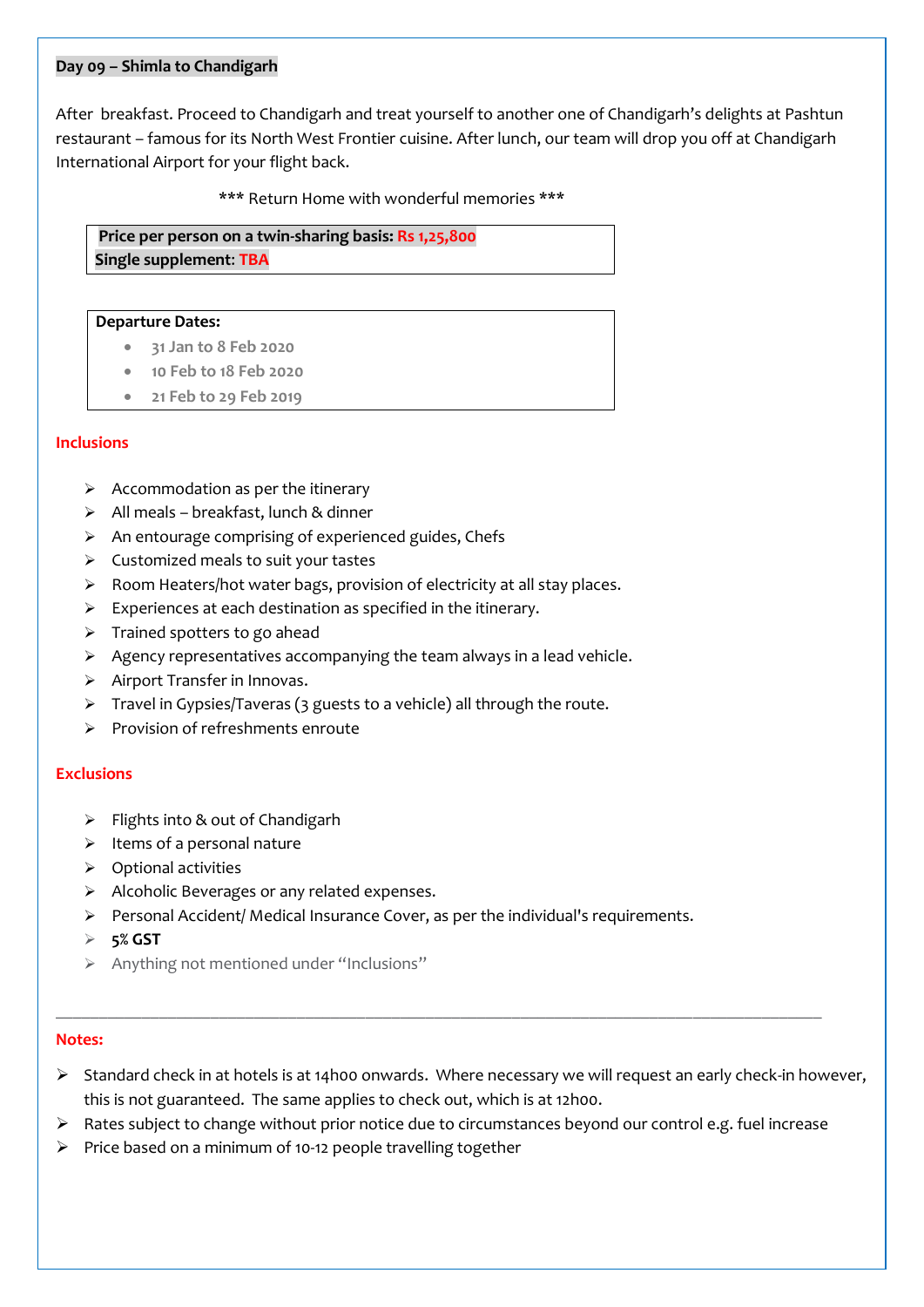### Day 09 – Shimla to Chandigarh

After breakfast. Proceed to Chandigarh and treat yourself to another one of Chandigarh's delights at Pashtun restaurant – famous for its North West Frontier cuisine. After lunch, our team will drop you off at Chandigarh International Airport for your flight back.

*** Return Home with wonderful memories ***

**Price per person on a twin-sharing basis:** **Rs 1,25,800**
**Single supplement:** **TBA**

**Departure Dates:**

- 31 Jan to 8 Feb 2020
- 10 Feb to 18 Feb 2020
- 21 Feb to 29 Feb 2019

## Inclusions

- Accommodation as per the itinerary
- All meals – breakfast, lunch & dinner
- An entourage comprising of experienced guides, Chefs
- Customized meals to suit your tastes
- Room Heaters/hot water bags, provision of electricity at all stay places.
- Experiences at each destination as specified in the itinerary.
- Trained spotters to go ahead
- Agency representatives accompanying the team always in a lead vehicle.
- Airport Transfer in Innovas.
- Travel in Gypsies/Taveras (3 guests to a vehicle) all through the route.
- Provision of refreshments enroute

## Exclusions

- Flights into & out of Chandigarh
- Items of a personal nature
- Optional activities
- Alcoholic Beverages or any related expenses.
- Personal Accident/ Medical Insurance Cover, as per the individual's requirements.
- **5% GST**
- Anything not mentioned under "Inclusions"

---

## Notes:

- Standard check in at hotels is at 14h00 onwards. Where necessary we will request an early check-in however, this is not guaranteed. The same applies to check out, which is at 12h00.
- Rates subject to change without prior notice due to circumstances beyond our control e.g. fuel increase
- Price based on a minimum of 10-12 people travelling together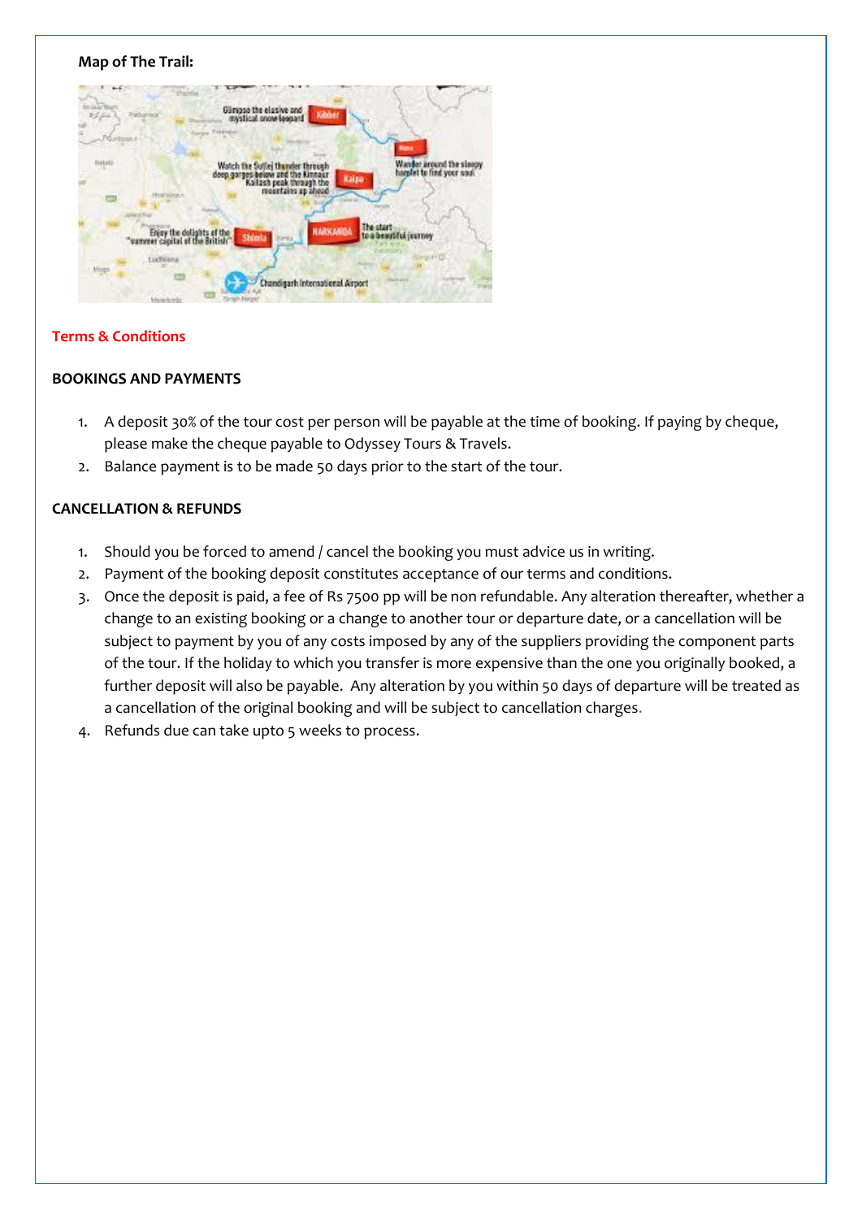**Map of The Trail:**

Glimpse the elusive and mystical snow leopard
Kibber
Nako
Wander around the sleepy hamlet to find your soul
Watch the Sutlej thunder through deep gorges below and the Kinnaur Kailash peak through the mountains up ahead
Kalpa
Enjoy the delights of the "summer capital of the British"
Shimla
NARKANDA
The start to a beautiful journey
Chandigarh International Airport

## Terms & Conditions

### BOOKINGS AND PAYMENTS

1. A deposit 30% of the tour cost per person will be payable at the time of booking. If paying by cheque, please make the cheque payable to Odyssey Tours & Travels.
2. Balance payment is to be made 50 days prior to the start of the tour.

### CANCELLATION & REFUNDS

1. Should you be forced to amend / cancel the booking you must advice us in writing.
2. Payment of the booking deposit constitutes acceptance of our terms and conditions.
3. Once the deposit is paid, a fee of Rs 7500 pp will be non refundable. Any alteration thereafter, whether a change to an existing booking or a change to another tour or departure date, or a cancellation will be subject to payment by you of any costs imposed by any of the suppliers providing the component parts of the tour. If the holiday to which you transfer is more expensive than the one you originally booked, a further deposit will also be payable. Any alteration by you within 50 days of departure will be treated as a cancellation of the original booking and will be subject to cancellation charges.
4. Refunds due can take upto 5 weeks to process.